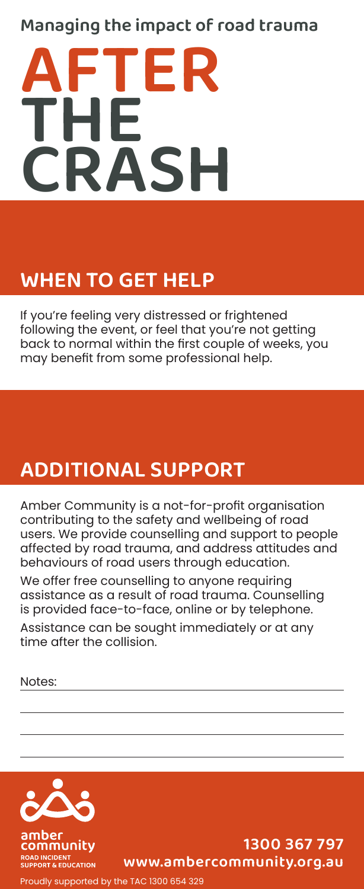Managing the impact of road trauma

# AFTER THE CRASH

## WHEN TO GET HELP

If you're feeling very distressed or frightened following the event, or feel that you're not getting back to normal within the first couple of weeks, you may benefit from some professional help.

## ADDITIONAL SUPPORT

Amber Community is a not-for-profit organisation contributing to the safety and wellbeing of road users. We provide counselling and support to people affected by road trauma, and address attitudes and behaviours of road users through education.

We offer free counselling to anyone requiring assistance as a result of road trauma. Counselling is provided face-to-face, online or by telephone.

Assistance can be sought immediately or at any time after the collision.

Notes:

amber community
ROAD INCIDENT SUPPORT & EDUCATION

**1300 367 797**
**www.ambercommunity.org.au**

Proudly supported by the TAC 1300 654 329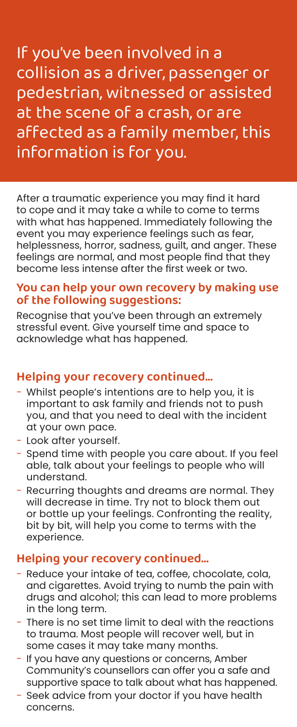# If you've been involved in a collision as a driver, passenger or pedestrian, witnessed or assisted at the scene of a crash, or are affected as a family member, this information is for you.

After a traumatic experience you may find it hard to cope and it may take a while to come to terms with what has happened. Immediately following the event you may experience feelings such as fear, helplessness, horror, sadness, guilt, and anger. These feelings are normal, and most people find that they become less intense after the first week or two.

### You can help your own recovery by making use of the following suggestions:

Recognise that you've been through an extremely stressful event. Give yourself time and space to acknowledge what has happened.

### Helping your recovery continued...

- Whilst people's intentions are to help you, it is important to ask family and friends not to push you, and that you need to deal with the incident at your own pace.
- Look after yourself.
- Spend time with people you care about. If you feel able, talk about your feelings to people who will understand.
- Recurring thoughts and dreams are normal. They will decrease in time. Try not to block them out or bottle up your feelings. Confronting the reality, bit by bit, will help you come to terms with the experience.

### Helping your recovery continued...

- Reduce your intake of tea, coffee, chocolate, cola, and cigarettes. Avoid trying to numb the pain with drugs and alcohol; this can lead to more problems in the long term.
- There is no set time limit to deal with the reactions to trauma. Most people will recover well, but in some cases it may take many months.
- If you have any questions or concerns, Amber Community's counsellors can offer you a safe and supportive space to talk about what has happened.
- Seek advice from your doctor if you have health concerns.